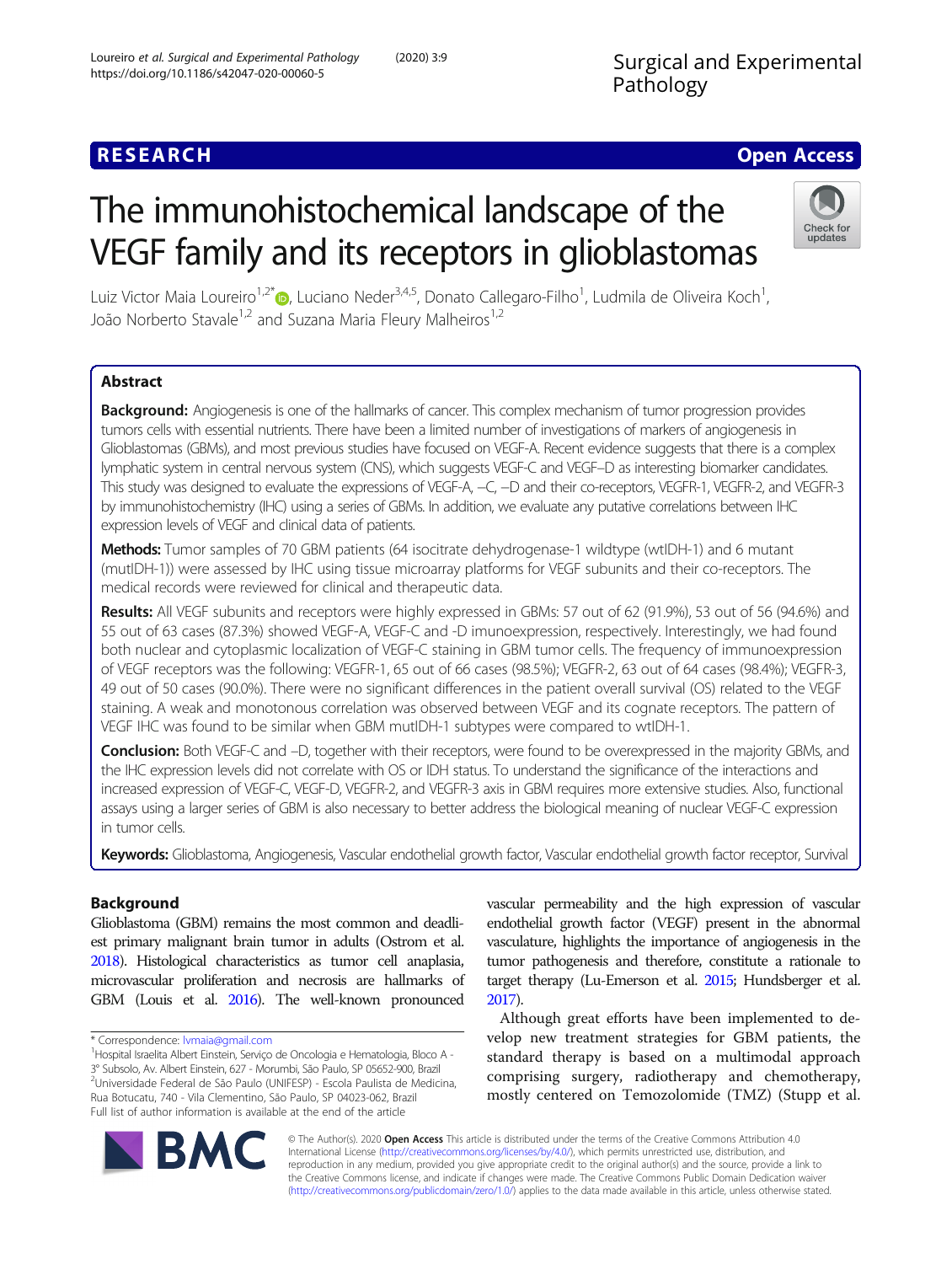RESEARCH

Open Access

# The immunohistochemical landscape of the VEGF family and its receptors in glioblastomas

Luiz Victor Maia Loureiro[1,2*], Luciano Neder[3,4,5], Donato Callegaro-Filho[1], Ludmila de Oliveira Koch[1], João Norberto Stavale[1,2] and Suzana Maria Fleury Malheiros[1,2]

## Abstract

**Background:** Angiogenesis is one of the hallmarks of cancer. This complex mechanism of tumor progression provides tumors cells with essential nutrients. There have been a limited number of investigations of markers of angiogenesis in Glioblastomas (GBMs), and most previous studies have focused on VEGF-A. Recent evidence suggests that there is a complex lymphatic system in central nervous system (CNS), which suggests VEGF-C and VEGF–D as interesting biomarker candidates. This study was designed to evaluate the expressions of VEGF-A, –C, –D and their co-receptors, VEGFR-1, VEGFR-2, and VEGFR-3 by immunohistochemistry (IHC) using a series of GBMs. In addition, we evaluate any putative correlations between IHC expression levels of VEGF and clinical data of patients.

**Methods:** Tumor samples of 70 GBM patients (64 isocitrate dehydrogenase-1 wildtype (wtIDH-1) and 6 mutant (mutIDH-1)) were assessed by IHC using tissue microarray platforms for VEGF subunits and their co-receptors. The medical records were reviewed for clinical and therapeutic data.

**Results:** All VEGF subunits and receptors were highly expressed in GBMs: 57 out of 62 (91.9%), 53 out of 56 (94.6%) and 55 out of 63 cases (87.3%) showed VEGF-A, VEGF-C and -D imunoexpression, respectively. Interestingly, we had found both nuclear and cytoplasmic localization of VEGF-C staining in GBM tumor cells. The frequency of immunoexpression of VEGF receptors was the following: VEGFR-1, 65 out of 66 cases (98.5%); VEGFR-2, 63 out of 64 cases (98.4%); VEGFR-3, 49 out of 50 cases (90.0%). There were no significant differences in the patient overall survival (OS) related to the VEGF staining. A weak and monotonous correlation was observed between VEGF and its cognate receptors. The pattern of VEGF IHC was found to be similar when GBM mutIDH-1 subtypes were compared to wtIDH-1.

**Conclusion:** Both VEGF-C and –D, together with their receptors, were found to be overexpressed in the majority GBMs, and the IHC expression levels did not correlate with OS or IDH status. To understand the significance of the interactions and increased expression of VEGF-C, VEGF-D, VEGFR-2, and VEGFR-3 axis in GBM requires more extensive studies. Also, functional assays using a larger series of GBM is also necessary to better address the biological meaning of nuclear VEGF-C expression in tumor cells.

**Keywords:** Glioblastoma, Angiogenesis, Vascular endothelial growth factor, Vascular endothelial growth factor receptor, Survival

## Background

Glioblastoma (GBM) remains the most common and deadliest primary malignant brain tumor in adults (Ostrom et al. 2018). Histological characteristics as tumor cell anaplasia, microvascular proliferation and necrosis are hallmarks of GBM (Louis et al. 2016). The well-known pronounced vascular permeability and the high expression of vascular endothelial growth factor (VEGF) present in the abnormal vasculature, highlights the importance of angiogenesis in the tumor pathogenesis and therefore, constitute a rationale to target therapy (Lu-Emerson et al. 2015; Hundsberger et al. 2017).

Although great efforts have been implemented to develop new treatment strategies for GBM patients, the standard therapy is based on a multimodal approach comprising surgery, radiotherapy and chemotherapy, mostly centered on Temozolomide (TMZ) (Stupp et al.

* Correspondence: lvmaia@gmail.com
[1]Hospital Israelita Albert Einstein, Serviço de Oncologia e Hematologia, Bloco A - 3° Subsolo, Av. Albert Einstein, 627 - Morumbi, São Paulo, SP 05652-900, Brazil
[2]Universidade Federal de São Paulo (UNIFESP) - Escola Paulista de Medicina, Rua Botucatu, 740 - Vila Clementino, São Paulo, SP 04023-062, Brazil
Full list of author information is available at the end of the article

© The Author(s). 2020 **Open Access** This article is distributed under the terms of the Creative Commons Attribution 4.0 International License (http://creativecommons.org/licenses/by/4.0/), which permits unrestricted use, distribution, and reproduction in any medium, provided you give appropriate credit to the original author(s) and the source, provide a link to the Creative Commons license, and indicate if changes were made. The Creative Commons Public Domain Dedication waiver (http://creativecommons.org/publicdomain/zero/1.0/) applies to the data made available in this article, unless otherwise stated.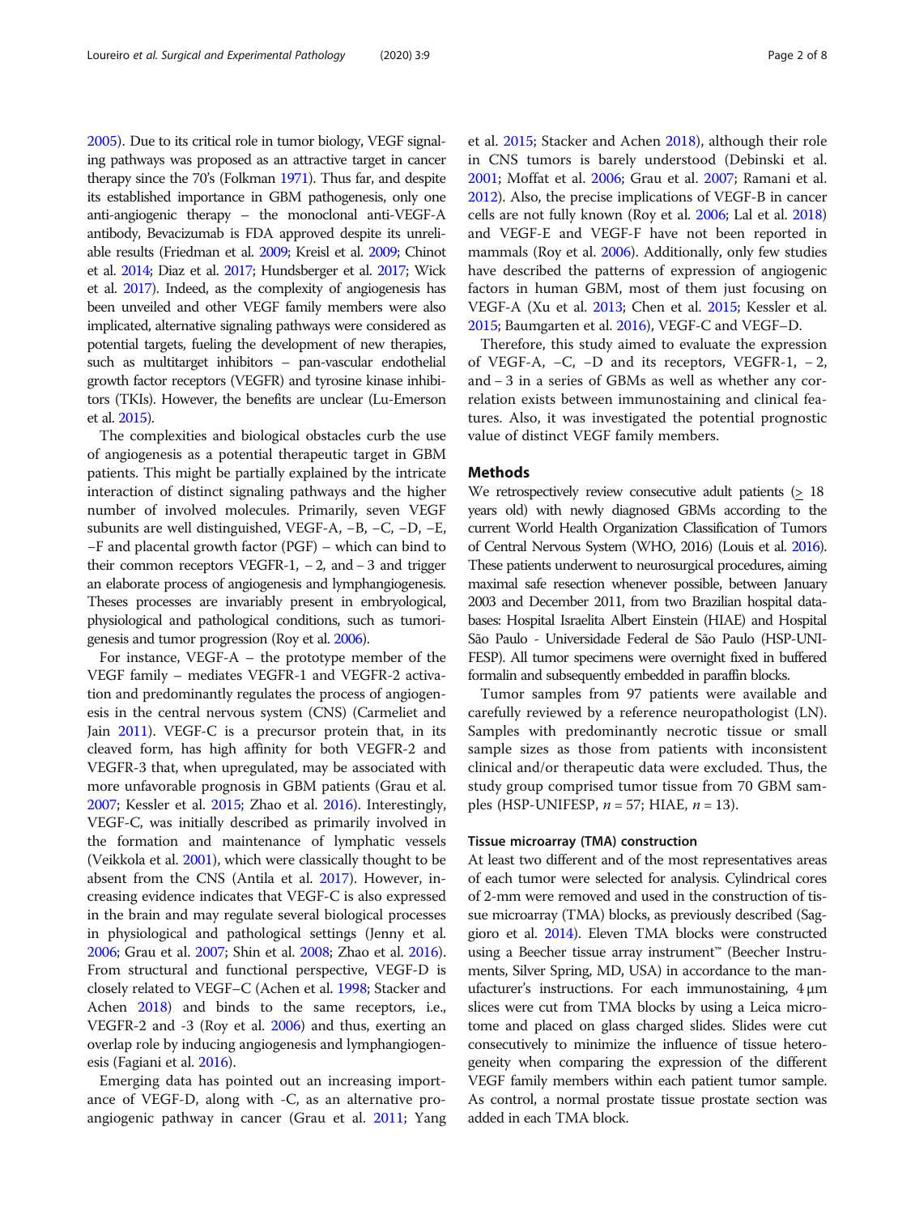2005). Due to its critical role in tumor biology, VEGF signaling pathways was proposed as an attractive target in cancer therapy since the 70's (Folkman 1971). Thus far, and despite its established importance in GBM pathogenesis, only one anti-angiogenic therapy – the monoclonal anti-VEGF-A antibody, Bevacizumab is FDA approved despite its unreliable results (Friedman et al. 2009; Kreisl et al. 2009; Chinot et al. 2014; Diaz et al. 2017; Hundsberger et al. 2017; Wick et al. 2017). Indeed, as the complexity of angiogenesis has been unveiled and other VEGF family members were also implicated, alternative signaling pathways were considered as potential targets, fueling the development of new therapies, such as multitarget inhibitors – pan-vascular endothelial growth factor receptors (VEGFR) and tyrosine kinase inhibitors (TKIs). However, the benefits are unclear (Lu-Emerson et al. 2015).

The complexities and biological obstacles curb the use of angiogenesis as a potential therapeutic target in GBM patients. This might be partially explained by the intricate interaction of distinct signaling pathways and the higher number of involved molecules. Primarily, seven VEGF subunits are well distinguished, VEGF-A, −B, −C, −D, −E, −F and placental growth factor (PGF) – which can bind to their common receptors VEGFR-1, − 2, and − 3 and trigger an elaborate process of angiogenesis and lymphangiogenesis. Theses processes are invariably present in embryological, physiological and pathological conditions, such as tumorigenesis and tumor progression (Roy et al. 2006).

For instance, VEGF-A – the prototype member of the VEGF family – mediates VEGFR-1 and VEGFR-2 activation and predominantly regulates the process of angiogenesis in the central nervous system (CNS) (Carmeliet and Jain 2011). VEGF-C is a precursor protein that, in its cleaved form, has high affinity for both VEGFR-2 and VEGFR-3 that, when upregulated, may be associated with more unfavorable prognosis in GBM patients (Grau et al. 2007; Kessler et al. 2015; Zhao et al. 2016). Interestingly, VEGF-C, was initially described as primarily involved in the formation and maintenance of lymphatic vessels (Veikkola et al. 2001), which were classically thought to be absent from the CNS (Antila et al. 2017). However, increasing evidence indicates that VEGF-C is also expressed in the brain and may regulate several biological processes in physiological and pathological settings (Jenny et al. 2006; Grau et al. 2007; Shin et al. 2008; Zhao et al. 2016). From structural and functional perspective, VEGF-D is closely related to VEGF–C (Achen et al. 1998; Stacker and Achen 2018) and binds to the same receptors, i.e., VEGFR-2 and -3 (Roy et al. 2006) and thus, exerting an overlap role by inducing angiogenesis and lymphangiogenesis (Fagiani et al. 2016).

Emerging data has pointed out an increasing importance of VEGF-D, along with -C, as an alternative pro-angiogenic pathway in cancer (Grau et al. 2011; Yang et al. 2015; Stacker and Achen 2018), although their role in CNS tumors is barely understood (Debinski et al. 2001; Moffat et al. 2006; Grau et al. 2007; Ramani et al. 2012). Also, the precise implications of VEGF-B in cancer cells are not fully known (Roy et al. 2006; Lal et al. 2018) and VEGF-E and VEGF-F have not been reported in mammals (Roy et al. 2006). Additionally, only few studies have described the patterns of expression of angiogenic factors in human GBM, most of them just focusing on VEGF-A (Xu et al. 2013; Chen et al. 2015; Kessler et al. 2015; Baumgarten et al. 2016), VEGF-C and VEGF–D.

Therefore, this study aimed to evaluate the expression of VEGF-A, −C, −D and its receptors, VEGFR-1, − 2, and − 3 in a series of GBMs as well as whether any correlation exists between immunostaining and clinical features. Also, it was investigated the potential prognostic value of distinct VEGF family members.

## Methods

We retrospectively review consecutive adult patients (≥ 18 years old) with newly diagnosed GBMs according to the current World Health Organization Classification of Tumors of Central Nervous System (WHO, 2016) (Louis et al. 2016). These patients underwent to neurosurgical procedures, aiming maximal safe resection whenever possible, between January 2003 and December 2011, from two Brazilian hospital databases: Hospital Israelita Albert Einstein (HIAE) and Hospital São Paulo - Universidade Federal de São Paulo (HSP-UNIFESP). All tumor specimens were overnight fixed in buffered formalin and subsequently embedded in paraffin blocks.

Tumor samples from 97 patients were available and carefully reviewed by a reference neuropathologist (LN). Samples with predominantly necrotic tissue or small sample sizes as those from patients with inconsistent clinical and/or therapeutic data were excluded. Thus, the study group comprised tumor tissue from 70 GBM samples (HSP-UNIFESP, *n* = 57; HIAE, *n* = 13).

### Tissue microarray (TMA) construction

At least two different and of the most representatives areas of each tumor were selected for analysis. Cylindrical cores of 2-mm were removed and used in the construction of tissue microarray (TMA) blocks, as previously described (Saggioro et al. 2014). Eleven TMA blocks were constructed using a Beecher tissue array instrument™ (Beecher Instruments, Silver Spring, MD, USA) in accordance to the manufacturer's instructions. For each immunostaining, 4 μm slices were cut from TMA blocks by using a Leica microtome and placed on glass charged slides. Slides were cut consecutively to minimize the influence of tissue heterogeneity when comparing the expression of the different VEGF family members within each patient tumor sample. As control, a normal prostate tissue prostate section was added in each TMA block.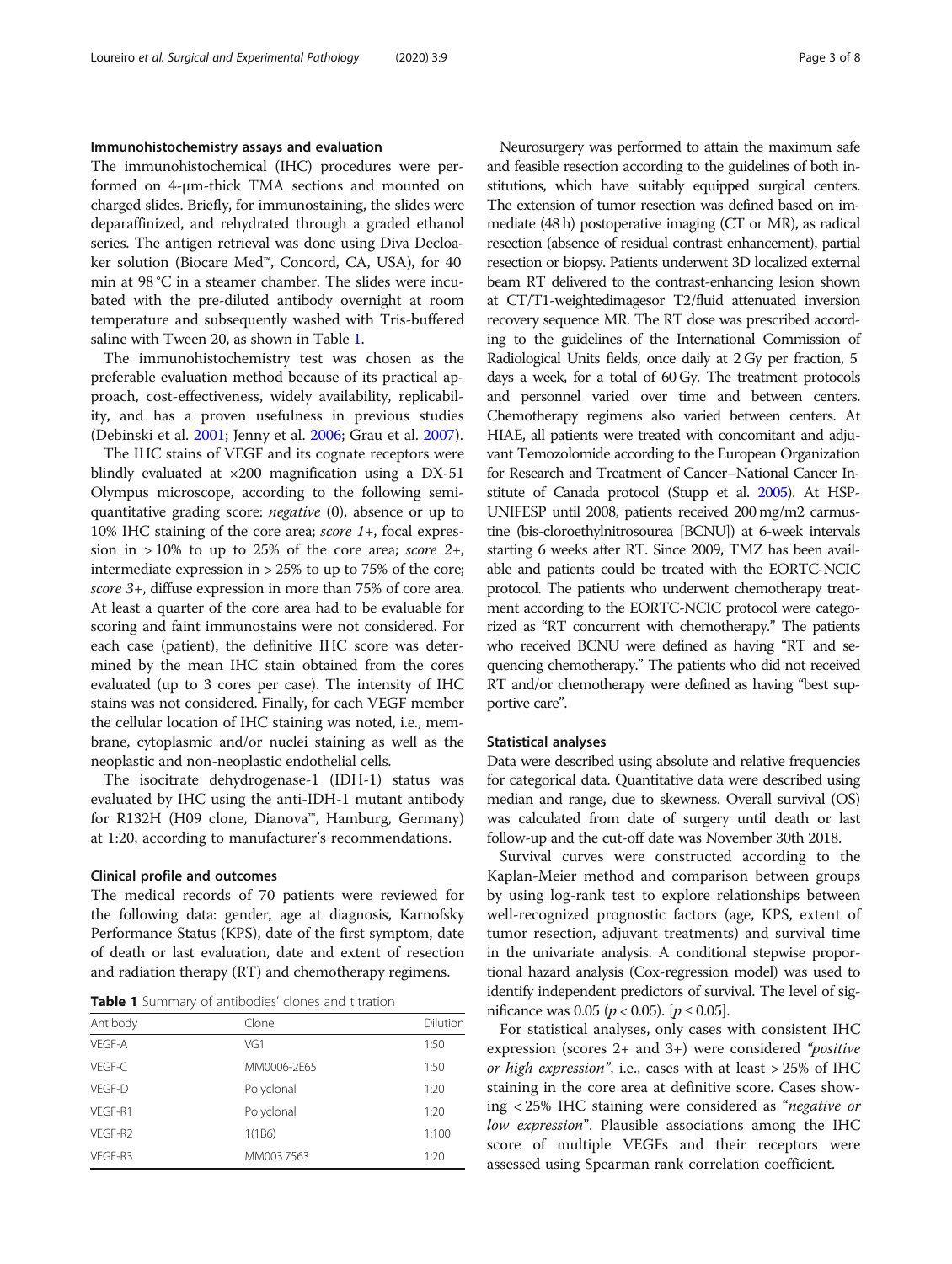### Immunohistochemistry assays and evaluation

The immunohistochemical (IHC) procedures were performed on 4-μm-thick TMA sections and mounted on charged slides. Briefly, for immunostaining, the slides were deparaffinized, and rehydrated through a graded ethanol series. The antigen retrieval was done using Diva Decloaker solution (Biocare Med™, Concord, CA, USA), for 40 min at 98 °C in a steamer chamber. The slides were incubated with the pre-diluted antibody overnight at room temperature and subsequently washed with Tris-buffered saline with Tween 20, as shown in Table 1.

The immunohistochemistry test was chosen as the preferable evaluation method because of its practical approach, cost-effectiveness, widely availability, replicability, and has a proven usefulness in previous studies (Debinski et al. 2001; Jenny et al. 2006; Grau et al. 2007).

The IHC stains of VEGF and its cognate receptors were blindly evaluated at ×200 magnification using a DX-51 Olympus microscope, according to the following semi-quantitative grading score: *negative* (0), absence or up to 10% IHC staining of the core area; *score 1+*, focal expression in > 10% to up to 25% of the core area; *score 2+*, intermediate expression in > 25% to up to 75% of the core; *score 3+*, diffuse expression in more than 75% of core area. At least a quarter of the core area had to be evaluable for scoring and faint immunostains were not considered. For each case (patient), the definitive IHC score was determined by the mean IHC stain obtained from the cores evaluated (up to 3 cores per case). The intensity of IHC stains was not considered. Finally, for each VEGF member the cellular location of IHC staining was noted, i.e., membrane, cytoplasmic and/or nuclei staining as well as the neoplastic and non-neoplastic endothelial cells.

The isocitrate dehydrogenase-1 (IDH-1) status was evaluated by IHC using the anti-IDH-1 mutant antibody for R132H (H09 clone, Dianova™, Hamburg, Germany) at 1:20, according to manufacturer's recommendations.

### Clinical profile and outcomes

The medical records of 70 patients were reviewed for the following data: gender, age at diagnosis, Karnofsky Performance Status (KPS), date of the first symptom, date of death or last evaluation, date and extent of resection and radiation therapy (RT) and chemotherapy regimens.

**Table 1** Summary of antibodies' clones and titration

| Antibody | Clone | Dilution |
|---|---|---|
| VEGF-A | VG1 | 1:50 |
| VEGF-C | MM0006-2E65 | 1:50 |
| VEGF-D | Polyclonal | 1:20 |
| VEGF-R1 | Polyclonal | 1:20 |
| VEGF-R2 | 1(1B6) | 1:100 |
| VEGF-R3 | MM003.7563 | 1:20 |

Neurosurgery was performed to attain the maximum safe and feasible resection according to the guidelines of both institutions, which have suitably equipped surgical centers. The extension of tumor resection was defined based on immediate (48 h) postoperative imaging (CT or MR), as radical resection (absence of residual contrast enhancement), partial resection or biopsy. Patients underwent 3D localized external beam RT delivered to the contrast-enhancing lesion shown at CT/T1-weightedimagesor T2/fluid attenuated inversion recovery sequence MR. The RT dose was prescribed according to the guidelines of the International Commission of Radiological Units fields, once daily at 2 Gy per fraction, 5 days a week, for a total of 60 Gy. The treatment protocols and personnel varied over time and between centers. Chemotherapy regimens also varied between centers. At HIAE, all patients were treated with concomitant and adjuvant Temozolomide according to the European Organization for Research and Treatment of Cancer–National Cancer Institute of Canada protocol (Stupp et al. 2005). At HSP-UNIFESP until 2008, patients received 200 mg/m2 carmustine (bis-cloroethylnitrosourea [BCNU]) at 6-week intervals starting 6 weeks after RT. Since 2009, TMZ has been available and patients could be treated with the EORTC-NCIC protocol. The patients who underwent chemotherapy treatment according to the EORTC-NCIC protocol were categorized as "RT concurrent with chemotherapy." The patients who received BCNU were defined as having "RT and sequencing chemotherapy." The patients who did not received RT and/or chemotherapy were defined as having "best supportive care".

### Statistical analyses

Data were described using absolute and relative frequencies for categorical data. Quantitative data were described using median and range, due to skewness. Overall survival (OS) was calculated from date of surgery until death or last follow-up and the cut-off date was November 30th 2018.

Survival curves were constructed according to the Kaplan-Meier method and comparison between groups by using log-rank test to explore relationships between well-recognized prognostic factors (age, KPS, extent of tumor resection, adjuvant treatments) and survival time in the univariate analysis. A conditional stepwise proportional hazard analysis (Cox-regression model) was used to identify independent predictors of survival. The level of significance was 0.05 ($p < 0.05$). [$p \leq 0.05$].

For statistical analyses, only cases with consistent IHC expression (scores 2+ and 3+) were considered *"positive or high expression"*, i.e., cases with at least > 25% of IHC staining in the core area at definitive score. Cases showing < 25% IHC staining were considered as "*negative or low expression*". Plausible associations among the IHC score of multiple VEGFs and their receptors were assessed using Spearman rank correlation coefficient.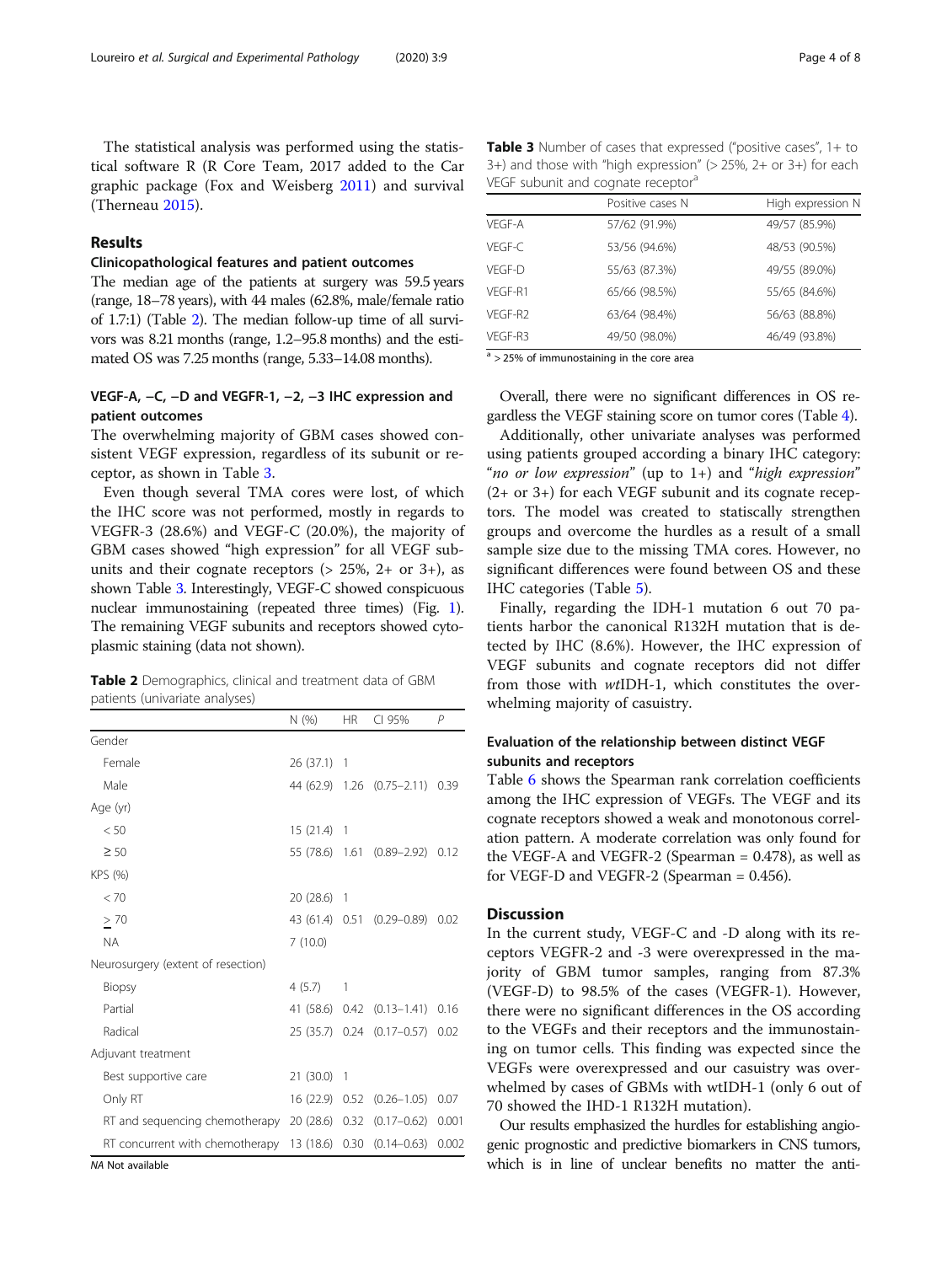The statistical analysis was performed using the statistical software R (R Core Team, 2017 added to the Car graphic package (Fox and Weisberg 2011) and survival (Therneau 2015).

## Results

### Clinicopathological features and patient outcomes

The median age of the patients at surgery was 59.5 years (range, 18–78 years), with 44 males (62.8%, male/female ratio of 1.7:1) (Table 2). The median follow-up time of all survivors was 8.21 months (range, 1.2–95.8 months) and the estimated OS was 7.25 months (range, 5.33–14.08 months).

### VEGF-A, −C, −D and VEGFR-1, −2, −3 IHC expression and patient outcomes

The overwhelming majority of GBM cases showed consistent VEGF expression, regardless of its subunit or receptor, as shown in Table 3.

Even though several TMA cores were lost, of which the IHC score was not performed, mostly in regards to VEGFR-3 (28.6%) and VEGF-C (20.0%), the majority of GBM cases showed "high expression" for all VEGF subunits and their cognate receptors (> 25%, 2+ or 3+), as shown Table 3. Interestingly, VEGF-C showed conspicuous nuclear immunostaining (repeated three times) (Fig. 1). The remaining VEGF subunits and receptors showed cytoplasmic staining (data not shown).

**Table 2** Demographics, clinical and treatment data of GBM patients (univariate analyses)

| | N (%) | HR | CI 95% | P |
|---|---|---|---|---|
| Gender | | | | |
| Female | 26 (37.1) | 1 | | |
| Male | 44 (62.9) | 1.26 | (0.75–2.11) | 0.39 |
| Age (yr) | | | | |
| < 50 | 15 (21.4) | 1 | | |
| ≥ 50 | 55 (78.6) | 1.61 | (0.89–2.92) | 0.12 |
| KPS (%) | | | | |
| < 70 | 20 (28.6) | 1 | | |
| ≥ 70 | 43 (61.4) | 0.51 | (0.29–0.89) | 0.02 |
| NA | 7 (10.0) | | | |
| Neurosurgery (extent of resection) | | | | |
| Biopsy | 4 (5.7) | 1 | | |
| Partial | 41 (58.6) | 0.42 | (0.13–1.41) | 0.16 |
| Radical | 25 (35.7) | 0.24 | (0.17–0.57) | 0.02 |
| Adjuvant treatment | | | | |
| Best supportive care | 21 (30.0) | 1 | | |
| Only RT | 16 (22.9) | 0.52 | (0.26–1.05) | 0.07 |
| RT and sequencing chemotherapy | 20 (28.6) | 0.32 | (0.17–0.62) | 0.001 |
| RT concurrent with chemotherapy | 13 (18.6) | 0.30 | (0.14–0.63) | 0.002 |

NA Not available

**Table 3** Number of cases that expressed ("positive cases", 1+ to 3+) and those with "high expression" (> 25%, 2+ or 3+) for each VEGF subunit and cognate receptor[a]

| | Positive cases N | High expression N |
|---|---|---|
| VEGF-A | 57/62 (91.9%) | 49/57 (85.9%) |
| VEGF-C | 53/56 (94.6%) | 48/53 (90.5%) |
| VEGF-D | 55/63 (87.3%) | 49/55 (89.0%) |
| VEGF-R1 | 65/66 (98.5%) | 55/65 (84.6%) |
| VEGF-R2 | 63/64 (98.4%) | 56/63 (88.8%) |
| VEGF-R3 | 49/50 (98.0%) | 46/49 (93.8%) |

[a] > 25% of immunostaining in the core area

Overall, there were no significant differences in OS regardless the VEGF staining score on tumor cores (Table 4).

Additionally, other univariate analyses was performed using patients grouped according a binary IHC category: "*no or low expression*" (up to 1+) and "*high expression*" (2+ or 3+) for each VEGF subunit and its cognate receptors. The model was created to statiscally strengthen groups and overcome the hurdles as a result of a small sample size due to the missing TMA cores. However, no significant differences were found between OS and these IHC categories (Table 5).

Finally, regarding the IDH-1 mutation 6 out 70 patients harbor the canonical R132H mutation that is detected by IHC (8.6%). However, the IHC expression of VEGF subunits and cognate receptors did not differ from those with *wt*IDH-1, which constitutes the overwhelming majority of casuistry.

### Evaluation of the relationship between distinct VEGF subunits and receptors

Table 6 shows the Spearman rank correlation coefficients among the IHC expression of VEGFs. The VEGF and its cognate receptors showed a weak and monotonous correlation pattern. A moderate correlation was only found for the VEGF-A and VEGFR-2 (Spearman = 0.478), as well as for VEGF-D and VEGFR-2 (Spearman = 0.456).

## Discussion

In the current study, VEGF-C and -D along with its receptors VEGFR-2 and -3 were overexpressed in the majority of GBM tumor samples, ranging from 87.3% (VEGF-D) to 98.5% of the cases (VEGFR-1). However, there were no significant differences in the OS according to the VEGFs and their receptors and the immunostaining on tumor cells. This finding was expected since the VEGFs were overexpressed and our casuistry was overwhelmed by cases of GBMs with wtIDH-1 (only 6 out of 70 showed the IHD-1 R132H mutation).

Our results emphasized the hurdles for establishing angiogenic prognostic and predictive biomarkers in CNS tumors, which is in line of unclear benefits no matter the anti-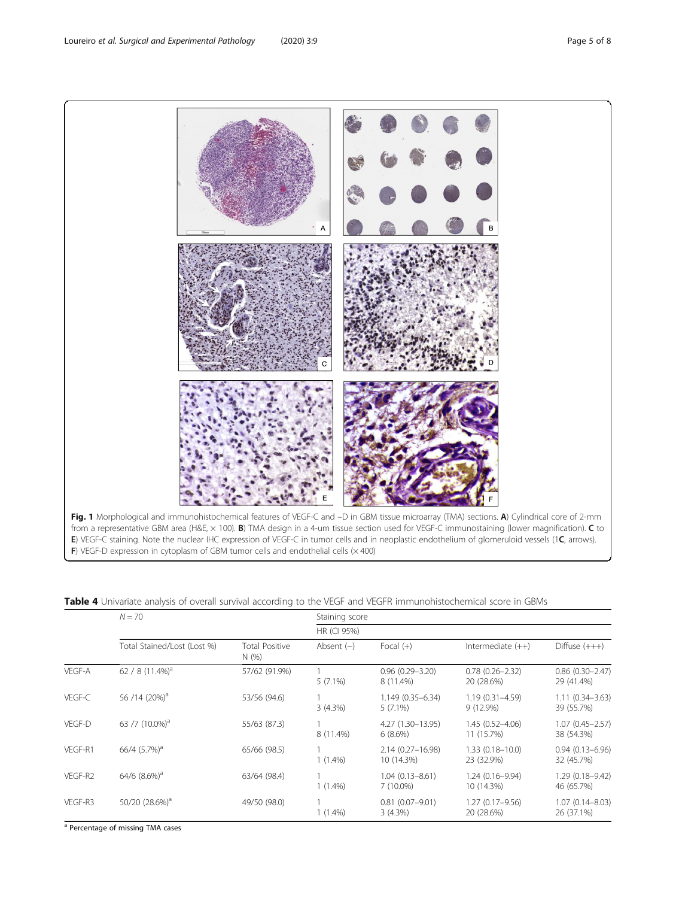**Fig. 1** Morphological and immunohistochemical features of VEGF-C and –D in GBM tissue microarray (TMA) sections. **A**) Cylindrical core of 2-mm from a representative GBM area (H&E, × 100). **B**) TMA design in a 4-um tissue section used for VEGF-C immunostaining (lower magnification). **C** to **E**) VEGF-C staining. Note the nuclear IHC expression of VEGF-C in tumor cells and in neoplastic endothelium of glomeruloid vessels (1**C**, arrows). **F**) VEGF-D expression in cytoplasm of GBM tumor cells and endothelial cells (× 400)

**Table 4** Univariate analysis of overall survival according to the VEGF and VEGFR immunohistochemical score in GBMs

| | $N = 70$ | | Staining score | | | |
|---|---|---|---|---|---|---|
| | | | HR (CI 95%) | | | |
| | Total Stained/Lost (Lost %) | Total Positive N (%) | Absent (–) | Focal (+) | Intermediate (++) | Diffuse (+++) |
| VEGF-A | 62 / 8 (11.4%)[a] | 57/62 (91.9%) | 1<br>5 (7.1%) | 0.96 (0.29–3.20)<br>8 (11.4%) | 0.78 (0.26–2.32)<br>20 (28.6%) | 0.86 (0.30–2.47)<br>29 (41.4%) |
| VEGF-C | 56 /14 (20%)[a] | 53/56 (94.6) | 1<br>3 (4.3%) | 1.149 (0.35–6.34)<br>5 (7.1%) | 1.19 (0.31–4.59)<br>9 (12.9%) | 1.11 (0.34–3.63)<br>39 (55.7%) |
| VEGF-D | 63 /7 (10.0%)[a] | 55/63 (87.3) | 1<br>8 (11.4%) | 4.27 (1.30–13.95)<br>6 (8.6%) | 1.45 (0.52–4.06)<br>11 (15.7%) | 1.07 (0.45–2.57)<br>38 (54.3%) |
| VEGF-R1 | 66/4 (5.7%)[a] | 65/66 (98.5) | 1<br>1 (1.4%) | 2.14 (0.27–16.98)<br>10 (14.3%) | 1.33 (0.18–10.0)<br>23 (32.9%) | 0.94 (0.13–6.96)<br>32 (45.7%) |
| VEGF-R2 | 64/6 (8.6%)[a] | 63/64 (98.4) | 1<br>1 (1.4%) | 1.04 (0.13–8.61)<br>7 (10.0%) | 1.24 (0.16–9.94)<br>10 (14.3%) | 1.29 (0.18–9.42)<br>46 (65.7%) |
| VEGF-R3 | 50/20 (28.6%)[a] | 49/50 (98.0) | 1<br>1 (1.4%) | 0.81 (0.07–9.01)<br>3 (4.3%) | 1.27 (0.17–9.56)<br>20 (28.6%) | 1.07 (0.14–8.03)<br>26 (37.1%) |

[a] Percentage of missing TMA cases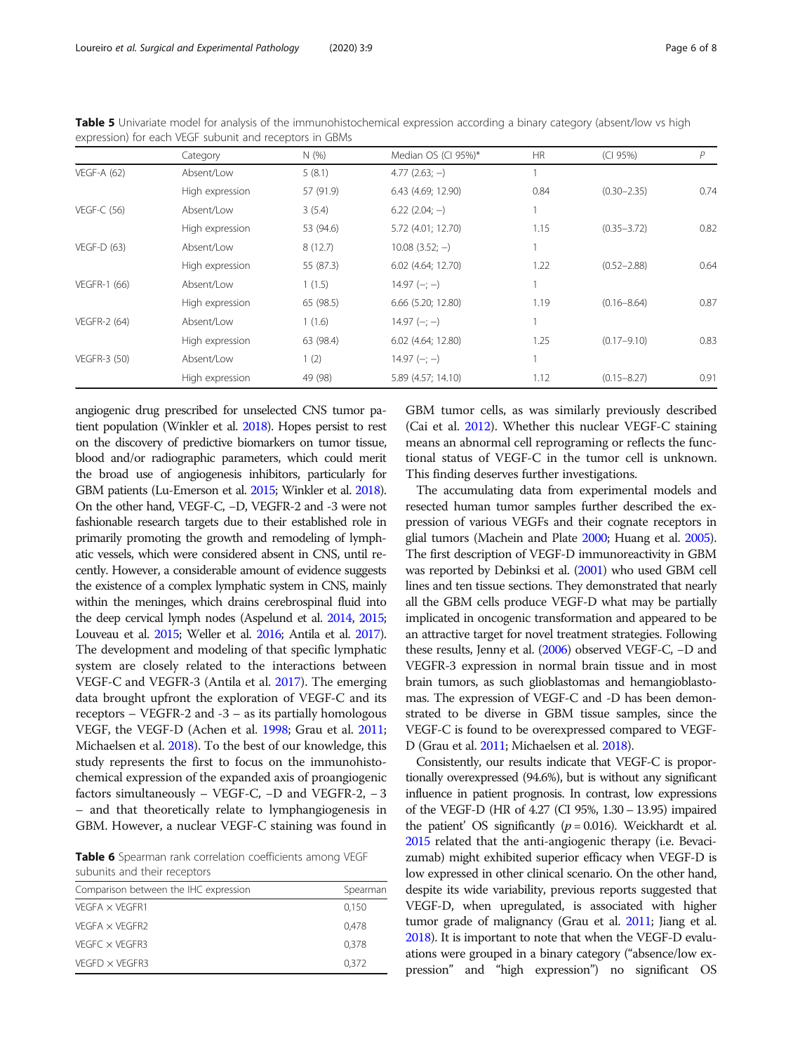**Table 5** Univariate model for analysis of the immunohistochemical expression according a binary category (absent/low vs high expression) for each VEGF subunit and receptors in GBMs

| | Category | N (%) | Median OS (CI 95%)* | HR | (CI 95%) | P |
|---|---|---|---|---|---|---|
| VEGF-A (62) | Absent/Low | 5 (8.1) | 4.77 (2.63; –) | 1 | | |
| | High expression | 57 (91.9) | 6.43 (4.69; 12.90) | 0.84 | (0.30–2.35) | 0.74 |
| VEGF-C (56) | Absent/Low | 3 (5.4) | 6.22 (2.04; –) | 1 | | |
| | High expression | 53 (94.6) | 5.72 (4.01; 12.70) | 1.15 | (0.35–3.72) | 0.82 |
| VEGF-D (63) | Absent/Low | 8 (12.7) | 10.08 (3.52; –) | 1 | | |
| | High expression | 55 (87.3) | 6.02 (4.64; 12.70) | 1.22 | (0.52–2.88) | 0.64 |
| VEGFR-1 (66) | Absent/Low | 1 (1.5) | 14.97 (–; –) | 1 | | |
| | High expression | 65 (98.5) | 6.66 (5.20; 12.80) | 1.19 | (0.16–8.64) | 0.87 |
| VEGFR-2 (64) | Absent/Low | 1 (1.6) | 14.97 (–; –) | 1 | | |
| | High expression | 63 (98.4) | 6.02 (4.64; 12.80) | 1.25 | (0.17–9.10) | 0.83 |
| VEGFR-3 (50) | Absent/Low | 1 (2) | 14.97 (–; –) | 1 | | |
| | High expression | 49 (98) | 5.89 (4.57; 14.10) | 1.12 | (0.15–8.27) | 0.91 |

angiogenic drug prescribed for unselected CNS tumor patient population (Winkler et al. 2018). Hopes persist to rest on the discovery of predictive biomarkers on tumor tissue, blood and/or radiographic parameters, which could merit the broad use of angiogenesis inhibitors, particularly for GBM patients (Lu-Emerson et al. 2015; Winkler et al. 2018). On the other hand, VEGF-C, −D, VEGFR-2 and -3 were not fashionable research targets due to their established role in primarily promoting the growth and remodeling of lymphatic vessels, which were considered absent in CNS, until recently. However, a considerable amount of evidence suggests the existence of a complex lymphatic system in CNS, mainly within the meninges, which drains cerebrospinal fluid into the deep cervical lymph nodes (Aspelund et al. 2014, 2015; Louveau et al. 2015; Weller et al. 2016; Antila et al. 2017). The development and modeling of that specific lymphatic system are closely related to the interactions between VEGF-C and VEGFR-3 (Antila et al. 2017). The emerging data brought upfront the exploration of VEGF-C and its receptors – VEGFR-2 and -3 – as its partially homologous VEGF, the VEGF-D (Achen et al. 1998; Grau et al. 2011; Michaelsen et al. 2018). To the best of our knowledge, this study represents the first to focus on the immunohistochemical expression of the expanded axis of proangiogenic factors simultaneously – VEGF-C, −D and VEGFR-2, − 3 – and that theoretically relate to lymphangiogenesis in GBM. However, a nuclear VEGF-C staining was found in GBM tumor cells, as was similarly previously described (Cai et al. 2012). Whether this nuclear VEGF-C staining means an abnormal cell reprograming or reflects the functional status of VEGF-C in the tumor cell is unknown. This finding deserves further investigations.

**Table 6** Spearman rank correlation coefficients among VEGF subunits and their receptors

| Comparison between the IHC expression | Spearman |
|---|---|
| VEGFA × VEGFR1 | 0,150 |
| VEGFA × VEGFR2 | 0,478 |
| VEGFC × VEGFR3 | 0,378 |
| VEGFD × VEGFR3 | 0,372 |

The accumulating data from experimental models and resected human tumor samples further described the expression of various VEGFs and their cognate receptors in glial tumors (Machein and Plate 2000; Huang et al. 2005). The first description of VEGF-D immunoreactivity in GBM was reported by Debinksi et al. (2001) who used GBM cell lines and ten tissue sections. They demonstrated that nearly all the GBM cells produce VEGF-D what may be partially implicated in oncogenic transformation and appeared to be an attractive target for novel treatment strategies. Following these results, Jenny et al. (2006) observed VEGF-C, −D and VEGFR-3 expression in normal brain tissue and in most brain tumors, as such glioblastomas and hemangioblastomas. The expression of VEGF-C and -D has been demonstrated to be diverse in GBM tissue samples, since the VEGF-C is found to be overexpressed compared to VEGF-D (Grau et al. 2011; Michaelsen et al. 2018).

Consistently, our results indicate that VEGF-C is proportionally overexpressed (94.6%), but is without any significant influence in patient prognosis. In contrast, low expressions of the VEGF-D (HR of 4.27 (CI 95%, 1.30 – 13.95) impaired the patient' OS significantly ($p = 0.016$). Weickhardt et al. 2015 related that the anti-angiogenic therapy (i.e. Bevacizumab) might exhibited superior efficacy when VEGF-D is low expressed in other clinical scenario. On the other hand, despite its wide variability, previous reports suggested that VEGF-D, when upregulated, is associated with higher tumor grade of malignancy (Grau et al. 2011; Jiang et al. 2018). It is important to note that when the VEGF-D evaluations were grouped in a binary category ("absence/low expression" and "high expression") no significant OS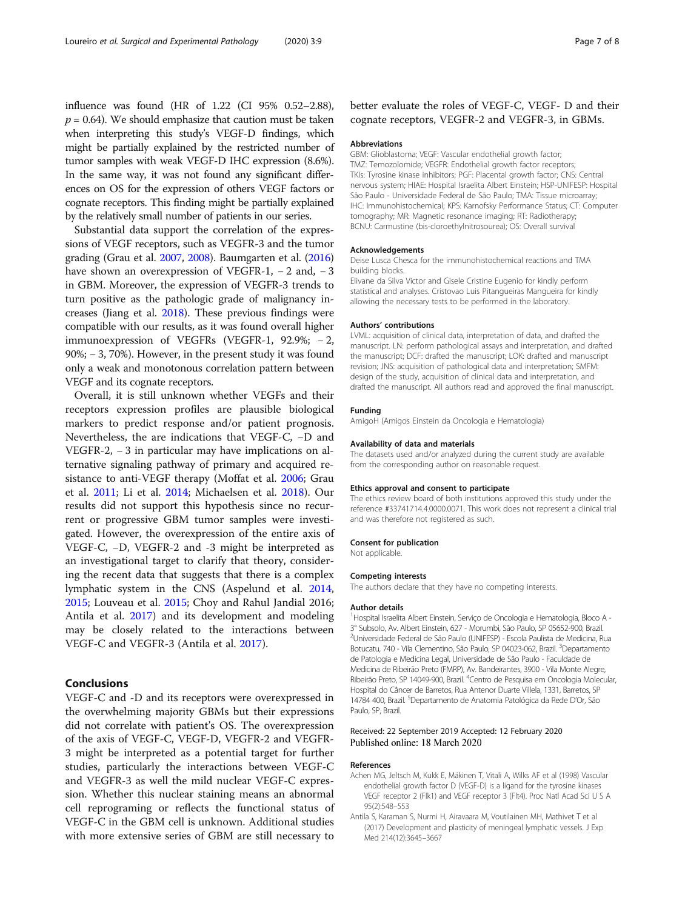influence was found (HR of 1.22 (CI 95% 0.52–2.88), $p = 0.64$). We should emphasize that caution must be taken when interpreting this study's VEGF-D findings, which might be partially explained by the restricted number of tumor samples with weak VEGF-D IHC expression (8.6%). In the same way, it was not found any significant differences on OS for the expression of others VEGF factors or cognate receptors. This finding might be partially explained by the relatively small number of patients in our series.

Substantial data support the correlation of the expressions of VEGF receptors, such as VEGFR-3 and the tumor grading (Grau et al. 2007, 2008). Baumgarten et al. (2016) have shown an overexpression of VEGFR-1, − 2 and, − 3 in GBM. Moreover, the expression of VEGFR-3 trends to turn positive as the pathologic grade of malignancy increases (Jiang et al. 2018). These previous findings were compatible with our results, as it was found overall higher immunoexpression of VEGFRs (VEGFR-1, 92.9%; − 2, 90%; − 3, 70%). However, in the present study it was found only a weak and monotonous correlation pattern between VEGF and its cognate receptors.

Overall, it is still unknown whether VEGFs and their receptors expression profiles are plausible biological markers to predict response and/or patient prognosis. Nevertheless, the are indications that VEGF-C, −D and VEGFR-2, − 3 in particular may have implications on alternative signaling pathway of primary and acquired resistance to anti-VEGF therapy (Moffat et al. 2006; Grau et al. 2011; Li et al. 2014; Michaelsen et al. 2018). Our results did not support this hypothesis since no recurrent or progressive GBM tumor samples were investigated. However, the overexpression of the entire axis of VEGF-C, −D, VEGFR-2 and -3 might be interpreted as an investigational target to clarify that theory, considering the recent data that suggests that there is a complex lymphatic system in the CNS (Aspelund et al. 2014, 2015; Louveau et al. 2015; Choy and Rahul Jandial 2016; Antila et al. 2017) and its development and modeling may be closely related to the interactions between VEGF-C and VEGFR-3 (Antila et al. 2017).

## Conclusions

VEGF-C and -D and its receptors were overexpressed in the overwhelming majority GBMs but their expressions did not correlate with patient's OS. The overexpression of the axis of VEGF-C, VEGF-D, VEGFR-2 and VEGFR-3 might be interpreted as a potential target for further studies, particularly the interactions between VEGF-C and VEGFR-3 as well the mild nuclear VEGF-C expression. Whether this nuclear staining means an abnormal cell reprograming or reflects the functional status of VEGF-C in the GBM cell is unknown. Additional studies with more extensive series of GBM are still necessary to better evaluate the roles of VEGF-C, VEGF- D and their cognate receptors, VEGFR-2 and VEGFR-3, in GBMs.

#### Abbreviations

GBM: Glioblastoma; VEGF: Vascular endothelial growth factor; TMZ: Temozolomide; VEGFR: Endothelial growth factor receptors; TKIs: Tyrosine kinase inhibitors; PGF: Placental growth factor; CNS: Central nervous system; HIAE: Hospital Israelita Albert Einstein; HSP-UNIFESP: Hospital São Paulo - Universidade Federal de São Paulo; TMA: Tissue microarray; IHC: Immunohistochemical; KPS: Karnofsky Performance Status; CT: Computer tomography; MR: Magnetic resonance imaging; RT: Radiotherapy; BCNU: Carmustine (bis-cloroethylnitrosourea); OS: Overall survival

#### Acknowledgements

Deise Lusca Chesca for the immunohistochemical reactions and TMA building blocks.
Elivane da Silva Victor and Gisele Cristine Eugenio for kindly perform statistical and analyses. Cristovao Luis Pitangueiras Mangueira for kindly allowing the necessary tests to be performed in the laboratory.

#### Authors' contributions

LVML: acquisition of clinical data, interpretation of data, and drafted the manuscript. LN: perform pathological assays and interpretation, and drafted the manuscript; DCF: drafted the manuscript; LOK: drafted and manuscript revision; JNS: acquisition of pathological data and interpretation; SMFM: design of the study, acquisition of clinical data and interpretation, and drafted the manuscript. All authors read and approved the final manuscript.

#### Funding

AmigoH (Amigos Einstein da Oncologia e Hematologia)

#### Availability of data and materials

The datasets used and/or analyzed during the current study are available from the corresponding author on reasonable request.

#### Ethics approval and consent to participate

The ethics review board of both institutions approved this study under the reference #33741714.4.0000.0071. This work does not represent a clinical trial and was therefore not registered as such.

#### Consent for publication

Not applicable.

#### Competing interests

The authors declare that they have no competing interests.

#### Author details

[1]Hospital Israelita Albert Einstein, Serviço de Oncologia e Hematologia, Bloco A - 3° Subsolo, Av. Albert Einstein, 627 - Morumbi, São Paulo, SP 05652-900, Brazil. [2]Universidade Federal de São Paulo (UNIFESP) - Escola Paulista de Medicina, Rua Botucatu, 740 - Vila Clementino, São Paulo, SP 04023-062, Brazil. [3]Departamento de Patologia e Medicina Legal, Universidade de São Paulo - Faculdade de Medicina de Ribeirão Preto (FMRP), Av. Bandeirantes, 3900 - Vila Monte Alegre, Ribeirão Preto, SP 14049-900, Brazil. [4]Centro de Pesquisa em Oncologia Molecular, Hospital do Câncer de Barretos, Rua Antenor Duarte Villela, 1331, Barretos, SP 14784 400, Brazil. [5]Departamento de Anatomia Patológica da Rede D'Or, São Paulo, SP, Brazil.

Received: 22 September 2019 Accepted: 12 February 2020
Published online: 18 March 2020

#### References

Achen MG, Jeltsch M, Kukk E, Mäkinen T, Vitali A, Wilks AF et al (1998) Vascular endothelial growth factor D (VEGF-D) is a ligand for the tyrosine kinases VEGF receptor 2 (Flk1) and VEGF receptor 3 (Flt4). Proc Natl Acad Sci U S A 95(2):548–553

Antila S, Karaman S, Nurmi H, Airavaara M, Voutilainen MH, Mathivet T et al (2017) Development and plasticity of meningeal lymphatic vessels. J Exp Med 214(12):3645–3667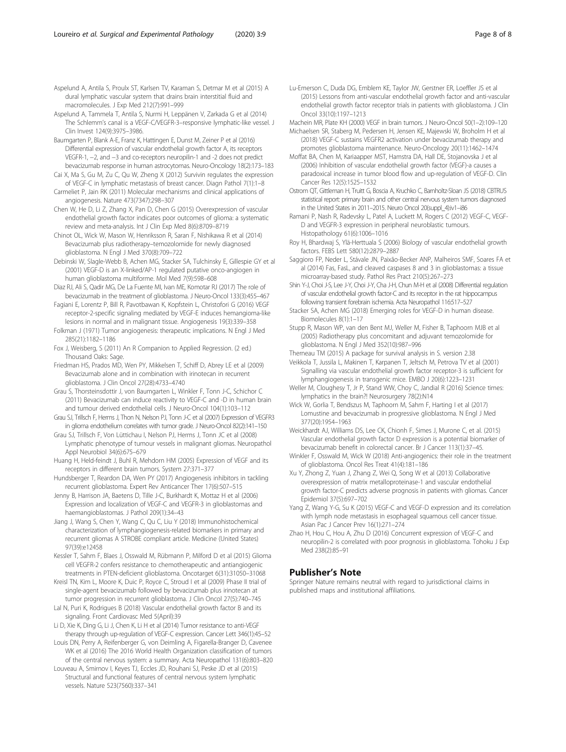Aspelund A, Antila S, Proulx ST, Karlsen TV, Karaman S, Detmar M et al (2015) A dural lymphatic vascular system that drains brain interstitial fluid and macromolecules. J Exp Med 212(7):991–999

Aspelund A, Tammela T, Antila S, Nurmi H, Leppänen V, Zarkada G et al (2014) The Schlemm's canal is a VEGF-C/VEGFR-3–responsive lymphatic-like vessel. J Clin Invest 124(9):3975–3986.

Baumgarten P, Blank A-E, Franz K, Hattingen E, Dunst M, Zeiner P et al (2016) Differential expression of vascular endothelial growth factor A, its receptors VEGFR-1, −2, and −3 and co-receptors neuropilin-1 and -2 does not predict bevacizumab response in human astrocytomas. Neuro-Oncology 18(2):173–183

Cai X, Ma S, Gu M, Zu C, Qu W, Zheng X (2012) Survivin regulates the expression of VEGF-C in lymphatic metastasis of breast cancer. Diagn Pathol 7(1):1–8

Carmeliet P, Jain RK (2011) Molecular mechanisms and clinical applications of angiogenesis. Nature 473(7347):298–307

Chen W, He D, Li Z, Zhang X, Pan D, Chen G (2015) Overexpression of vascular endothelial growth factor indicates poor outcomes of glioma: a systematic review and meta-analysis. Int J Clin Exp Med 8(6):8709–8719

Chinot OL, Wick W, Mason W, Henriksson R, Saran F, Nishikawa R et al (2014) Bevacizumab plus radiotherapy–temozolomide for newly diagnosed glioblastoma. N Engl J Med 370(8):709–722

Debinski W, Slagle-Webb B, Achen MG, Stacker SA, Tulchinsky E, Gillespie GY et al (2001) VEGF-D is an X-linked/AP-1 regulated putative onco-angiogen in human glioblastoma multiforme. Mol Med 7(9):598–608

Diaz RJ, Ali S, Qadir MG, De La Fuente MI, Ivan ME, Komotar RJ (2017) The role of bevacizumab in the treatment of glioblastoma. J Neuro-Oncol 133(3):455–467

Fagiani E, Lorentz P, Bill R, Pavotbawan K, Kopfstein L, Christofori G (2016) VEGF receptor-2-specific signaling mediated by VEGF-E induces hemangioma-like lesions in normal and in malignant tissue. Angiogenesis 19(3):339–358

Folkman J (1971) Tumor angiogenesis: therapeutic implications. N Engl J Med 285(21):1182–1186

Fox J, Weisberg, S (2011) An R Companion to Applied Regression. (2 ed.) Thousand Oaks: Sage.

Friedman HS, Prados MD, Wen PY, Mikkelsen T, Schiff D, Abrey LE et al (2009) Bevacizumab alone and in combination with irinotecan in recurrent glioblastoma. J Clin Oncol 27(28):4733–4740

Grau S, Thorsteinsdottir J, von Baumgarten L, Winkler F, Tonn J-C, Schichor C (2011) Bevacizumab can induce reactivity to VEGF-C and -D in human brain and tumour derived endothelial cells. J Neuro-Oncol 104(1):103–112

Grau SJ, Trillsch F, Herms J, Thon N, Nelson PJ, Tonn J-C et al (2007) Expression of VEGFR3 in glioma endothelium correlates with tumor grade. J Neuro-Oncol 82(2):141–150

Grau SJ, Trillsch F, Von Lüttichau I, Nelson PJ, Herms J, Tonn JC et al (2008) Lymphatic phenotype of tumour vessels in malignant gliomas. Neuropathol Appl Neurobiol 34(6):675–679

Huang H, Held-feindt J, Buhl R, Mehdorn HM (2005) Expression of VEGF and its receptors in different brain tumors. System 27:371–377

Hundsberger T, Reardon DA, Wen PY (2017) Angiogenesis inhibitors in tackling recurrent glioblastoma. Expert Rev Anticancer Ther 17(6):507–515

Jenny B, Harrison JA, Baetens D, Tille J-C, Burkhardt K, Mottaz H et al (2006) Expression and localization of VEGF-C and VEGFR-3 in glioblastomas and haemangioblastomas. J Pathol 209(1):34–43

Jiang J, Wang S, Chen Y, Wang C, Qu C, Liu Y (2018) Immunohistochemical characterization of lymphangiogenesis-related biomarkers in primary and recurrent gliomas A STROBE compliant article. Medicine (United States) 97(39):e12458

Kessler T, Sahm F, Blaes J, Osswald M, Rübmann P, Milford D et al (2015) Glioma cell VEGFR-2 confers resistance to chemotherapeutic and antiangiogenic treatments in PTEN-deficient glioblastoma. Oncotarget 6(31):31050–31068

Kreisl TN, Kim L, Moore K, Duic P, Royce C, Stroud I et al (2009) Phase II trial of single-agent bevacizumab followed by bevacizumab plus irinotecan at tumor progression in recurrent glioblastoma. J Clin Oncol 27(5):740–745

Lal N, Puri K, Rodrigues B (2018) Vascular endothelial growth factor B and its signaling. Front Cardiovasc Med 5(April):39

Li D, Xie K, Ding G, Li J, Chen K, Li H et al (2014) Tumor resistance to anti-VEGF therapy through up-regulation of VEGF-C expression. Cancer Lett 346(1):45–52

Louis DN, Perry A, Reifenberger G, von Deimling A, Figarella-Branger D, Cavenee WK et al (2016) The 2016 World Health Organization classification of tumors of the central nervous system: a summary. Acta Neuropathol 131(6):803–820

Louveau A, Smirnov I, Keyes TJ, Eccles JD, Rouhani SJ, Peske JD et al (2015) Structural and functional features of central nervous system lymphatic vessels. Nature 523(7560):337–341

Lu-Emerson C, Duda DG, Emblem KE, Taylor JW, Gerstner ER, Loeffler JS et al (2015) Lessons from anti-vascular endothelial growth factor and anti-vascular endothelial growth factor receptor trials in patients with glioblastoma. J Clin Oncol 33(10):1197–1213

Machein MR, Plate KH (2000) VEGF in brain tumors. J Neuro-Oncol 50(1–2):109–120

Michaelsen SR, Staberg M, Pedersen H, Jensen KE, Majewski W, Broholm H et al (2018) VEGF-C sustains VEGFR2 activation under bevacizumab therapy and promotes glioblastoma maintenance. Neuro-Oncology 20(11):1462–1474

Moffat BA, Chen M, Kariaapper MST, Hamstra DA, Hall DE, Stojanovska J et al (2006) Inhibition of vascular endothelial growth factor (VEGF)-a causes a paradoxical increase in tumor blood flow and up-regulation of VEGF-D. Clin Cancer Res 12(5):1525–1532

Ostrom QT, Gittleman H, Truitt G, Boscia A, Kruchko C, Barnholtz-Sloan JS (2018) CBTRUS statistical report: primary brain and other central nervous system tumors diagnosed in the United States in 2011–2015. Neuro Oncol 20(suppl_4):iv1–i86

Ramani P, Nash R, Radevsky L, Patel A, Luckett M, Rogers C (2012) VEGF-C, VEGF-D and VEGFR-3 expression in peripheral neuroblastic tumours. Histopathology 61(6):1006–1016

Roy H, Bhardwaj S, Ylä-Herttuala S (2006) Biology of vascular endothelial growth factors. FEBS Lett 580(12):2879–2887

Saggioro FP, Neder L, Stávale JN, Paixão-Becker ANP, Malheiros SMF, Soares FA et al (2014) Fas, FasL, and cleaved caspases 8 and 3 in glioblastomas: a tissue microarray-based study. Pathol Res Pract 210(5):267–273

Shin Y-J, Choi J-S, Lee J-Y, Choi J-Y, Cha J-H, Chun M-H et al (2008) Differential regulation of vascular endothelial growth factor-C and its receptor in the rat hippocampus following transient forebrain ischemia. Acta Neuropathol 116:517–527

Stacker SA, Achen MG (2018) Emerging roles for VEGF-D in human disease. Biomolecules 8(1):1–17

Stupp R, Mason WP, van den Bent MJ, Weller M, Fisher B, Taphoorn MJB et al (2005) Radiotherapy plus concomitant and adjuvant temozolomide for glioblastoma. N Engl J Med 352(10):987–996

Therneau TM (2015) A package for survival analysis in S. version 2.38

Veikkola T, Jussila L, Makinen T, Karpanen T, Jeltsch M, Petrova TV et al (2001) Signalling via vascular endothelial growth factor receptor-3 is sufficient for lymphangiogenesis in transgenic mice. EMBO J 20(6):1223–1231

Weller M, Cloughesy T, Jr P, Stand WW, Choy C, Jandial R (2016) Science times: lymphatics in the brain?! Neurosurgery 78(2):N14

Wick W, Gorlia T, Bendszus M, Taphoorn M, Sahm F, Harting I et al (2017) Lomustine and bevacizumab in progressive glioblastoma. N Engl J Med 377(20):1954–1963

Weickhardt AJ, Williams DS, Lee CK, Chionh F, Simes J, Murone C, et al. (2015) Vascular endothelial growth factor D expression is a potential biomarker of bevacizumab benefit in colorectal cancer. Br J Cancer 113(1):37–45.

Winkler F, Osswald M, Wick W (2018) Anti-angiogenics: their role in the treatment of glioblastoma. Oncol Res Treat 41(4):181–186

Xu Y, Zhong Z, Yuan J, Zhang Z, Wei Q, Song W et al (2013) Collaborative overexpression of matrix metalloproteinase-1 and vascular endothelial growth factor-C predicts adverse prognosis in patients with gliomas. Cancer Epidemiol 37(5):697–702

Yang Z, Wang Y-G, Su K (2015) VEGF-C and VEGF-D expression and its correlation with lymph node metastasis in esophageal squamous cell cancer tissue. Asian Pac J Cancer Prev 16(1):271–274

Zhao H, Hou C, Hou A, Zhu D (2016) Concurrent expression of VEGF-C and neuropilin-2 is correlated with poor prognosis in glioblastoma. Tohoku J Exp Med 238(2):85–91

## Publisher's Note

Springer Nature remains neutral with regard to jurisdictional claims in published maps and institutional affiliations.